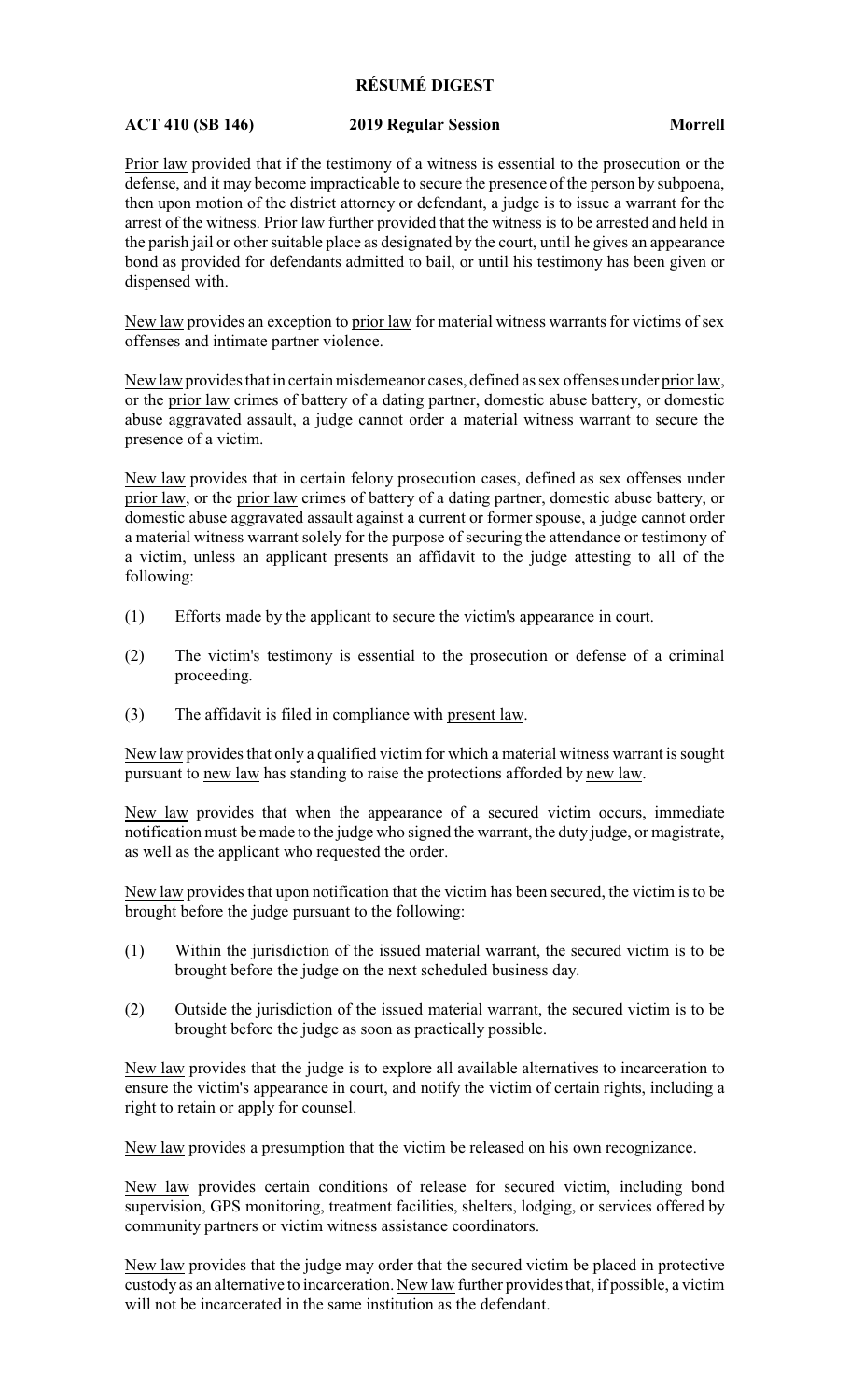# RÉSUMÉ DIGEST

**ACT 410 (SB 146)** **2019 Regular Session** **Morrell**

Prior law provided that if the testimony of a witness is essential to the prosecution or the defense, and it may become impracticable to secure the presence of the person by subpoena, then upon motion of the district attorney or defendant, a judge is to issue a warrant for the arrest of the witness. Prior law further provided that the witness is to be arrested and held in the parish jail or other suitable place as designated by the court, until he gives an appearance bond as provided for defendants admitted to bail, or until his testimony has been given or dispensed with.

New law provides an exception to prior law for material witness warrants for victims of sex offenses and intimate partner violence.

New law provides that in certain misdemeanor cases, defined as sex offenses under prior law, or the prior law crimes of battery of a dating partner, domestic abuse battery, or domestic abuse aggravated assault, a judge cannot order a material witness warrant to secure the presence of a victim.

New law provides that in certain felony prosecution cases, defined as sex offenses under prior law, or the prior law crimes of battery of a dating partner, domestic abuse battery, or domestic abuse aggravated assault against a current or former spouse, a judge cannot order a material witness warrant solely for the purpose of securing the attendance or testimony of a victim, unless an applicant presents an affidavit to the judge attesting to all of the following:

(1) Efforts made by the applicant to secure the victim's appearance in court.

(2) The victim's testimony is essential to the prosecution or defense of a criminal proceeding.

(3) The affidavit is filed in compliance with present law.

New law provides that only a qualified victim for which a material witness warrant is sought pursuant to new law has standing to raise the protections afforded by new law.

New law provides that when the appearance of a secured victim occurs, immediate notification must be made to the judge who signed the warrant, the duty judge, or magistrate, as well as the applicant who requested the order.

New law provides that upon notification that the victim has been secured, the victim is to be brought before the judge pursuant to the following:

(1) Within the jurisdiction of the issued material warrant, the secured victim is to be brought before the judge on the next scheduled business day.

(2) Outside the jurisdiction of the issued material warrant, the secured victim is to be brought before the judge as soon as practically possible.

New law provides that the judge is to explore all available alternatives to incarceration to ensure the victim's appearance in court, and notify the victim of certain rights, including a right to retain or apply for counsel.

New law provides a presumption that the victim be released on his own recognizance.

New law provides certain conditions of release for secured victim, including bond supervision, GPS monitoring, treatment facilities, shelters, lodging, or services offered by community partners or victim witness assistance coordinators.

New law provides that the judge may order that the secured victim be placed in protective custody as an alternative to incarceration. New law further provides that, if possible, a victim will not be incarcerated in the same institution as the defendant.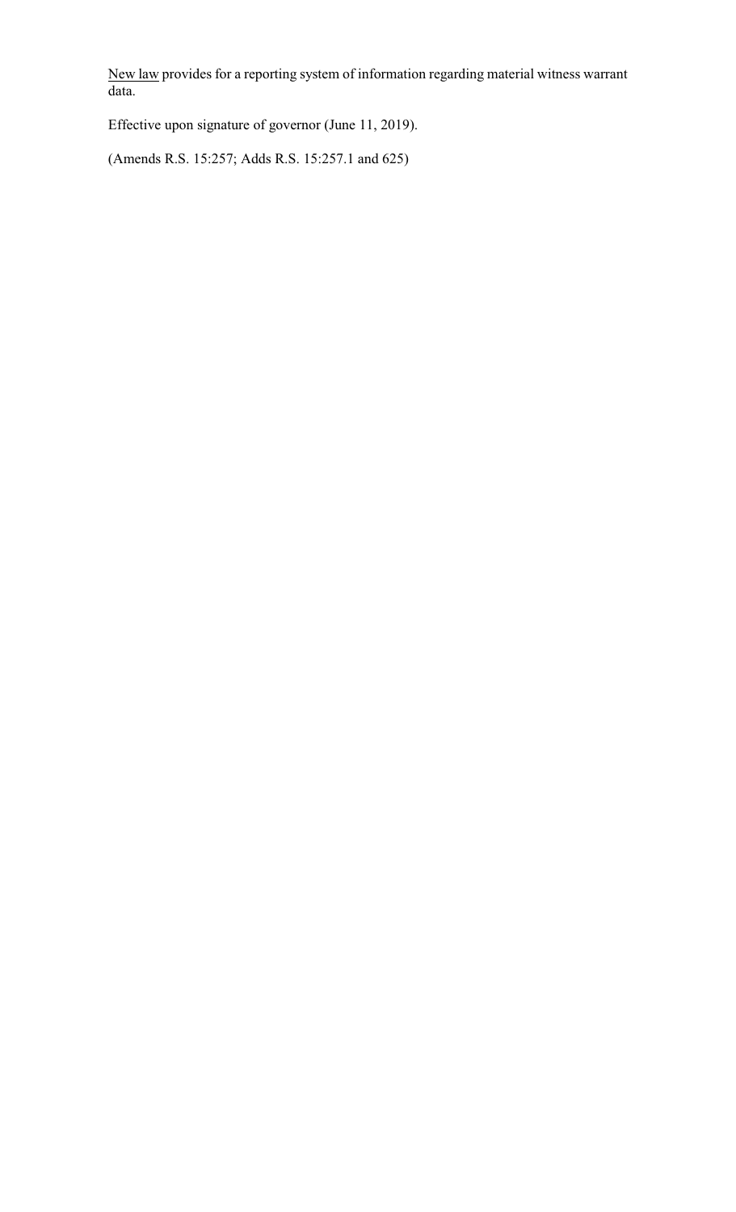<u>New law</u> provides for a reporting system of information regarding material witness warrant data.

Effective upon signature of governor (June 11, 2019).

(Amends R.S. 15:257; Adds R.S. 15:257.1 and 625)